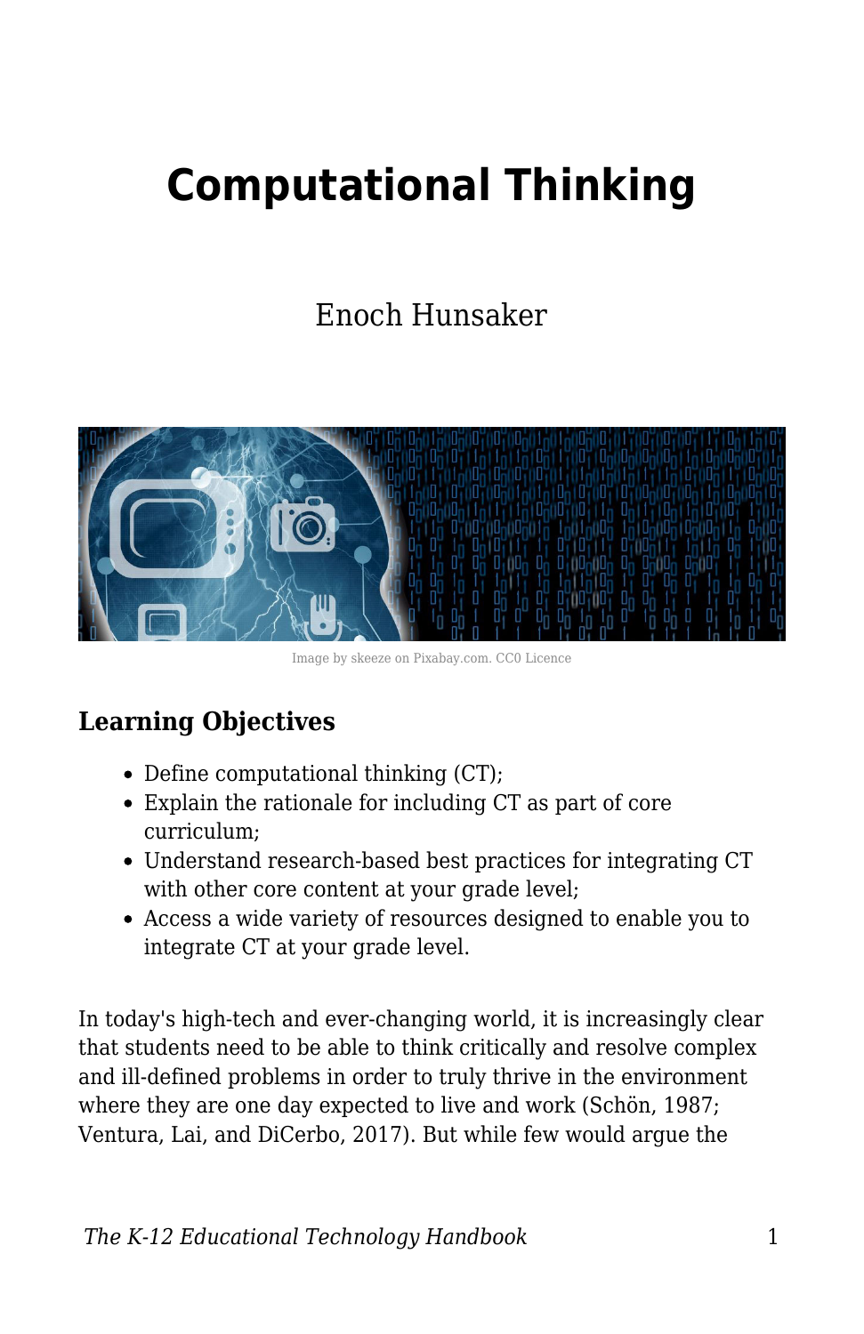# Computational Thinking

Enoch Hunsaker

Image by skeeze on Pixabay.com. CC0 Licence

### Learning Objectives

- Define computational thinking (CT);
- Explain the rationale for including CT as part of core curriculum;
- Understand research-based best practices for integrating CT with other core content at your grade level;
- Access a wide variety of resources designed to enable you to integrate CT at your grade level.

In today's high-tech and ever-changing world, it is increasingly clear that students need to be able to think critically and resolve complex and ill-defined problems in order to truly thrive in the environment where they are one day expected to live and work (Schön, 1987; Ventura, Lai, and DiCerbo, 2017). But while few would argue the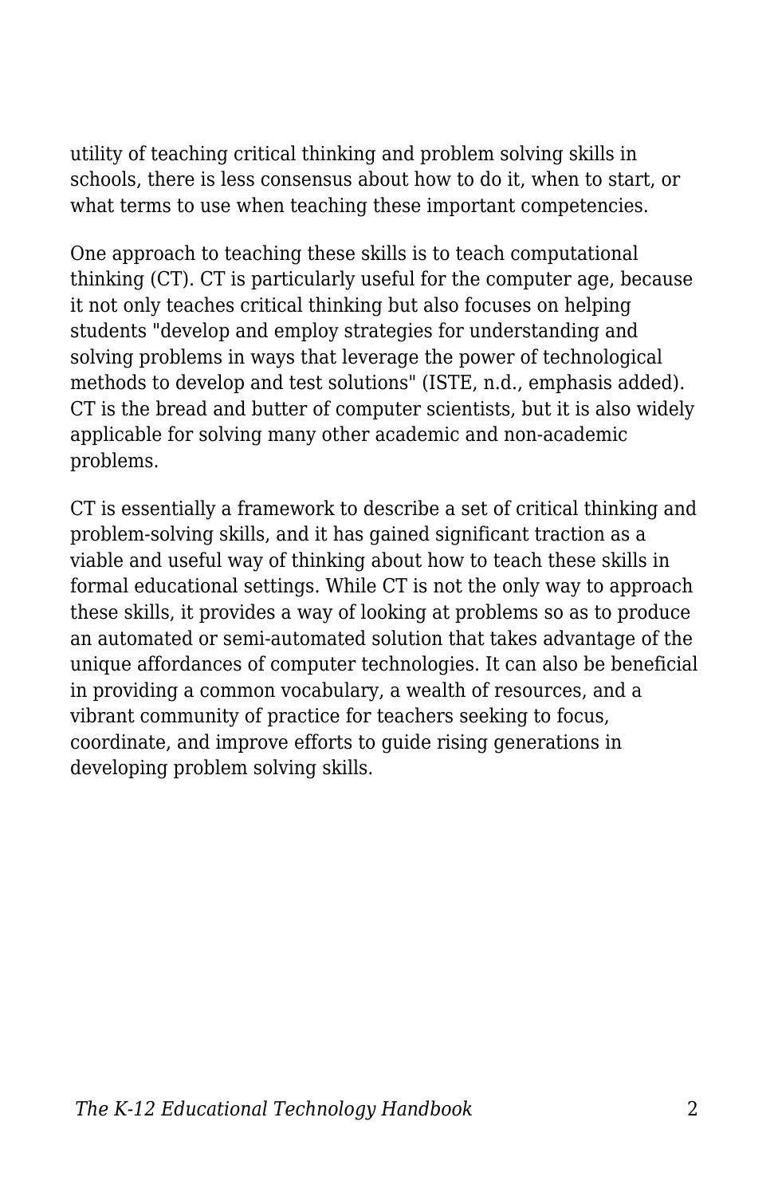utility of teaching critical thinking and problem solving skills in schools, there is less consensus about how to do it, when to start, or what terms to use when teaching these important competencies.

One approach to teaching these skills is to teach computational thinking (CT). CT is particularly useful for the computer age, because it not only teaches critical thinking but also focuses on helping students "develop and employ strategies for understanding and solving problems in ways that leverage the power of technological methods to develop and test solutions" (ISTE, n.d., emphasis added). CT is the bread and butter of computer scientists, but it is also widely applicable for solving many other academic and non-academic problems.

CT is essentially a framework to describe a set of critical thinking and problem-solving skills, and it has gained significant traction as a viable and useful way of thinking about how to teach these skills in formal educational settings. While CT is not the only way to approach these skills, it provides a way of looking at problems so as to produce an automated or semi-automated solution that takes advantage of the unique affordances of computer technologies. It can also be beneficial in providing a common vocabulary, a wealth of resources, and a vibrant community of practice for teachers seeking to focus, coordinate, and improve efforts to guide rising generations in developing problem solving skills.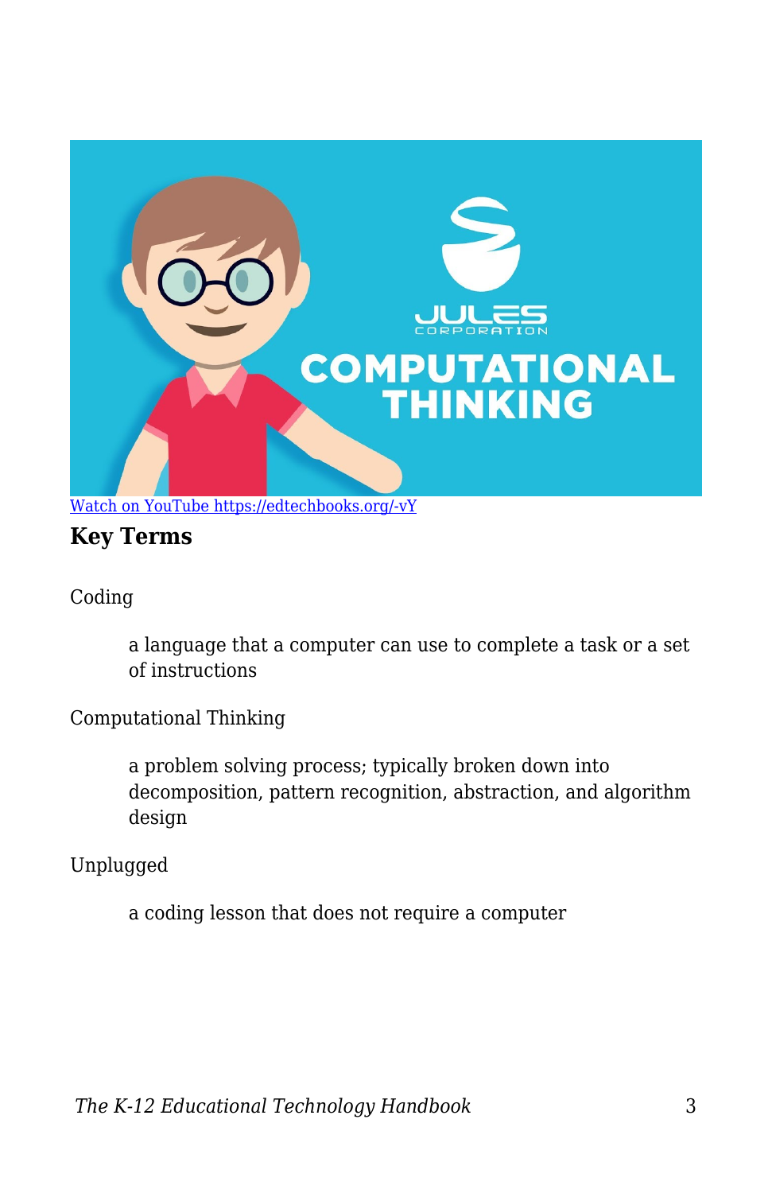[Watch on YouTube https://edtechbooks.org/-vY](https://edtechbooks.org/-vY)

### Key Terms

Coding

: a language that a computer can use to complete a task or a set of instructions

Computational Thinking

: a problem solving process; typically broken down into decomposition, pattern recognition, abstraction, and algorithm design

Unplugged

: a coding lesson that does not require a computer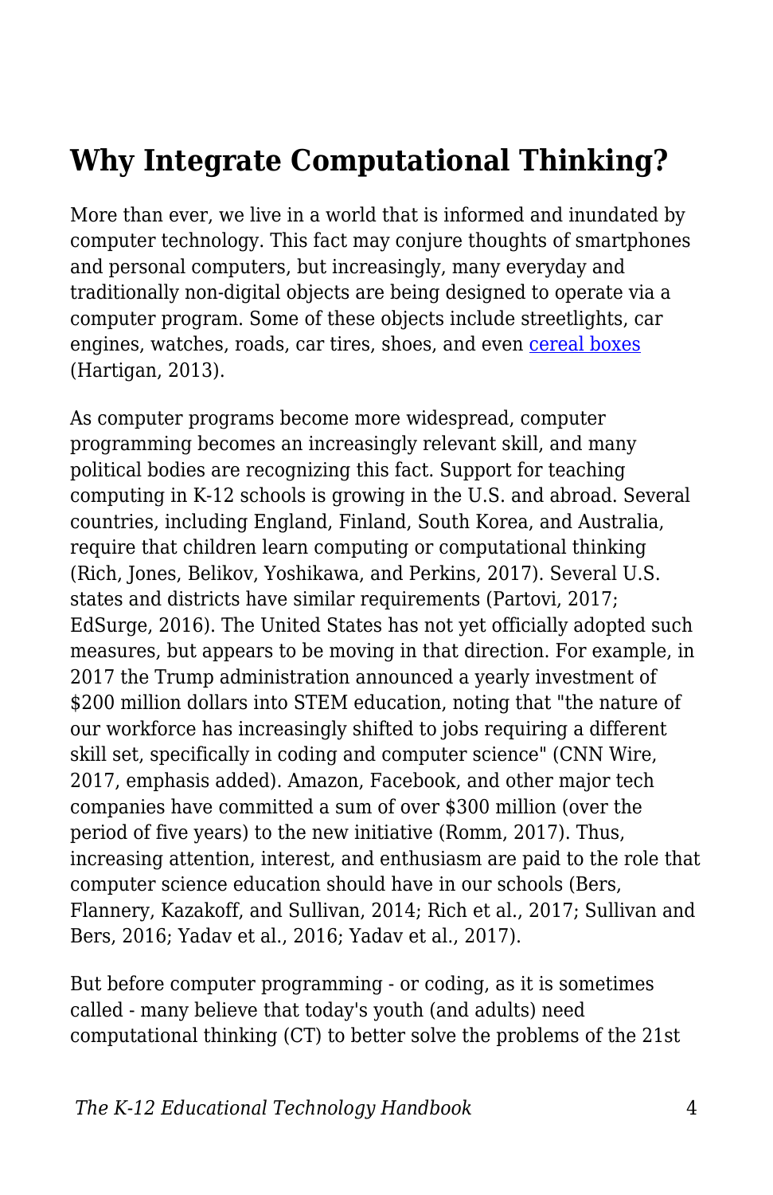## Why Integrate Computational Thinking?

More than ever, we live in a world that is informed and inundated by computer technology. This fact may conjure thoughts of smartphones and personal computers, but increasingly, many everyday and traditionally non-digital objects are being designed to operate via a computer program. Some of these objects include streetlights, car engines, watches, roads, car tires, shoes, and even cereal boxes (Hartigan, 2013).

As computer programs become more widespread, computer programming becomes an increasingly relevant skill, and many political bodies are recognizing this fact. Support for teaching computing in K-12 schools is growing in the U.S. and abroad. Several countries, including England, Finland, South Korea, and Australia, require that children learn computing or computational thinking (Rich, Jones, Belikov, Yoshikawa, and Perkins, 2017). Several U.S. states and districts have similar requirements (Partovi, 2017; EdSurge, 2016). The United States has not yet officially adopted such measures, but appears to be moving in that direction. For example, in 2017 the Trump administration announced a yearly investment of $200 million dollars into STEM education, noting that "the nature of our workforce has increasingly shifted to jobs requiring a different skill set, specifically in coding and computer science" (CNN Wire, 2017, emphasis added). Amazon, Facebook, and other major tech companies have committed a sum of over $300 million (over the period of five years) to the new initiative (Romm, 2017). Thus, increasing attention, interest, and enthusiasm are paid to the role that computer science education should have in our schools (Bers, Flannery, Kazakoff, and Sullivan, 2014; Rich et al., 2017; Sullivan and Bers, 2016; Yadav et al., 2016; Yadav et al., 2017).

But before computer programming - or coding, as it is sometimes called - many believe that today's youth (and adults) need computational thinking (CT) to better solve the problems of the 21st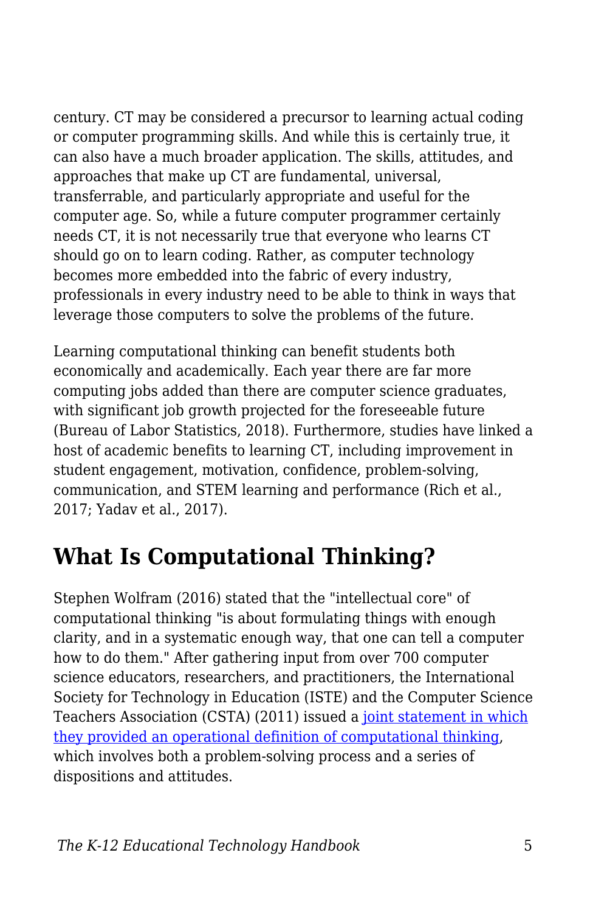century. CT may be considered a precursor to learning actual coding or computer programming skills. And while this is certainly true, it can also have a much broader application. The skills, attitudes, and approaches that make up CT are fundamental, universal, transferrable, and particularly appropriate and useful for the computer age. So, while a future computer programmer certainly needs CT, it is not necessarily true that everyone who learns CT should go on to learn coding. Rather, as computer technology becomes more embedded into the fabric of every industry, professionals in every industry need to be able to think in ways that leverage those computers to solve the problems of the future.

Learning computational thinking can benefit students both economically and academically. Each year there are far more computing jobs added than there are computer science graduates, with significant job growth projected for the foreseeable future (Bureau of Labor Statistics, 2018). Furthermore, studies have linked a host of academic benefits to learning CT, including improvement in student engagement, motivation, confidence, problem-solving, communication, and STEM learning and performance (Rich et al., 2017; Yadav et al., 2017).

## What Is Computational Thinking?

Stephen Wolfram (2016) stated that the "intellectual core" of computational thinking "is about formulating things with enough clarity, and in a systematic enough way, that one can tell a computer how to do them." After gathering input from over 700 computer science educators, researchers, and practitioners, the International Society for Technology in Education (ISTE) and the Computer Science Teachers Association (CSTA) (2011) issued a joint statement in which they provided an operational definition of computational thinking, which involves both a problem-solving process and a series of dispositions and attitudes.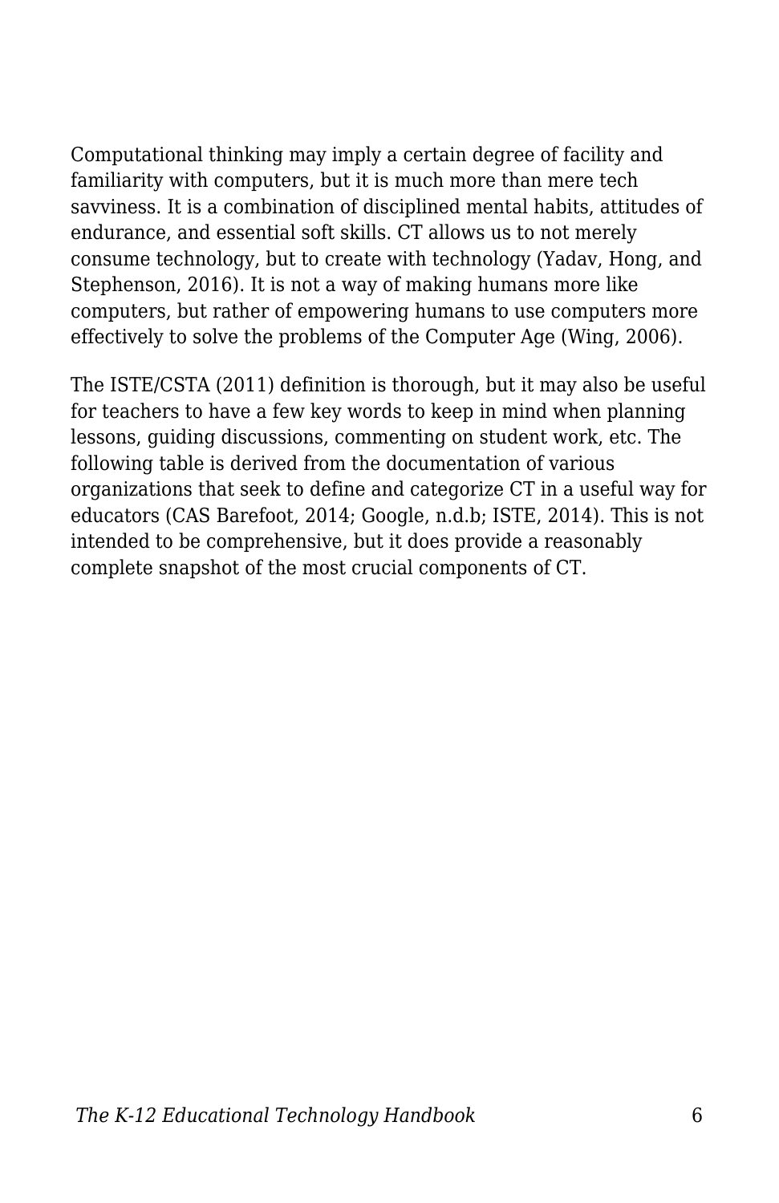Computational thinking may imply a certain degree of facility and familiarity with computers, but it is much more than mere tech savviness. It is a combination of disciplined mental habits, attitudes of endurance, and essential soft skills. CT allows us to not merely consume technology, but to create with technology (Yadav, Hong, and Stephenson, 2016). It is not a way of making humans more like computers, but rather of empowering humans to use computers more effectively to solve the problems of the Computer Age (Wing, 2006).

The ISTE/CSTA (2011) definition is thorough, but it may also be useful for teachers to have a few key words to keep in mind when planning lessons, guiding discussions, commenting on student work, etc. The following table is derived from the documentation of various organizations that seek to define and categorize CT in a useful way for educators (CAS Barefoot, 2014; Google, n.d.b; ISTE, 2014). This is not intended to be comprehensive, but it does provide a reasonably complete snapshot of the most crucial components of CT.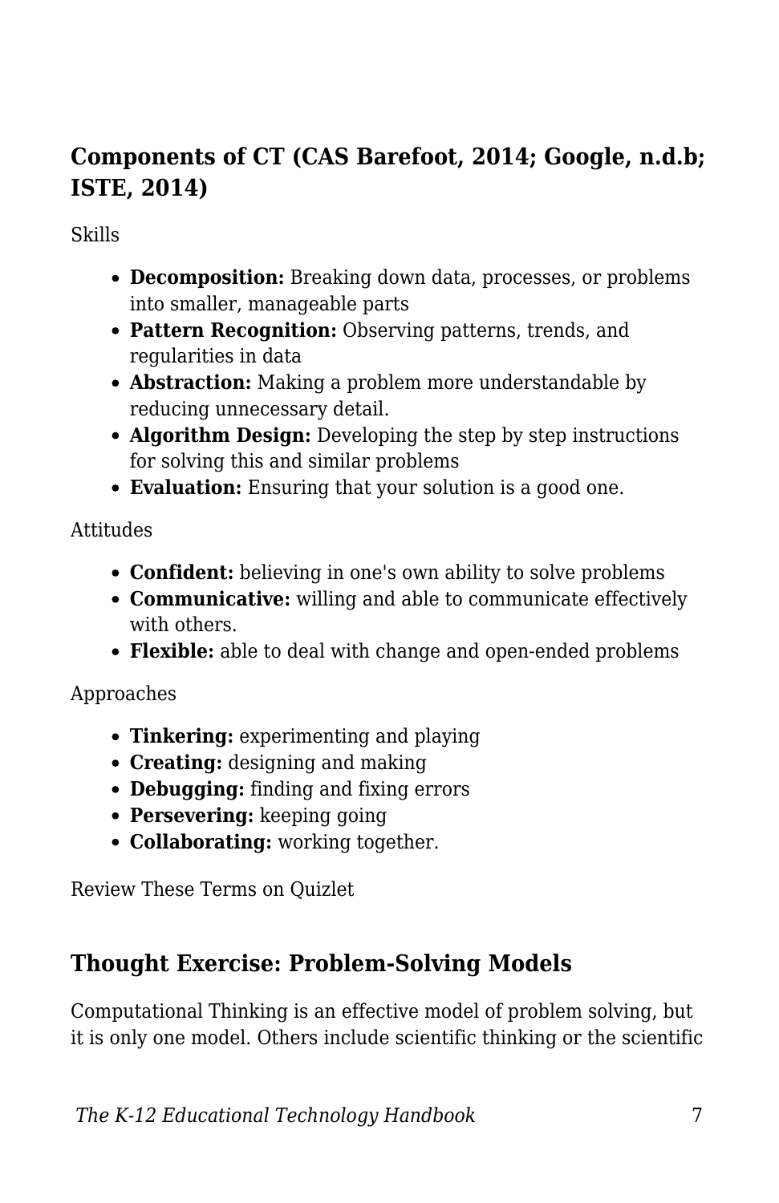### Components of CT (CAS Barefoot, 2014; Google, n.d.b; ISTE, 2014)

Skills

- **Decomposition:** Breaking down data, processes, or problems into smaller, manageable parts
- **Pattern Recognition:** Observing patterns, trends, and regularities in data
- **Abstraction:** Making a problem more understandable by reducing unnecessary detail.
- **Algorithm Design:** Developing the step by step instructions for solving this and similar problems
- **Evaluation:** Ensuring that your solution is a good one.

Attitudes

- **Confident:** believing in one's own ability to solve problems
- **Communicative:** willing and able to communicate effectively with others.
- **Flexible:** able to deal with change and open-ended problems

Approaches

- **Tinkering:** experimenting and playing
- **Creating:** designing and making
- **Debugging:** finding and fixing errors
- **Persevering:** keeping going
- **Collaborating:** working together.

Review These Terms on Quizlet

### Thought Exercise: Problem-Solving Models

Computational Thinking is an effective model of problem solving, but it is only one model. Others include scientific thinking or the scientific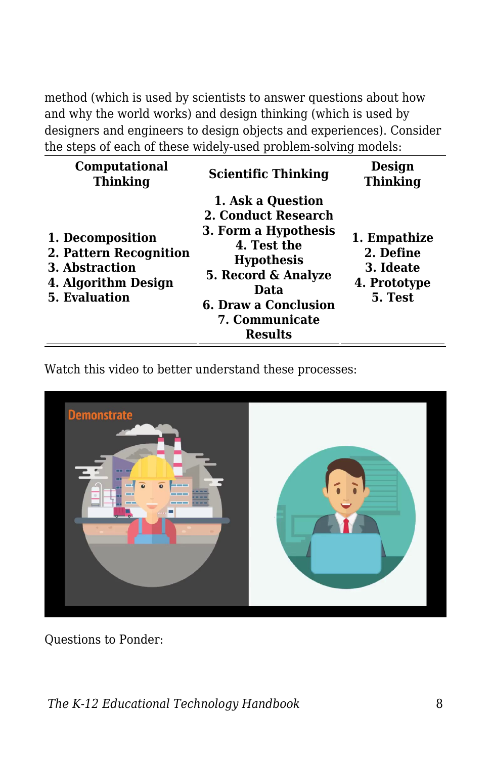method (which is used by scientists to answer questions about how and why the world works) and design thinking (which is used by designers and engineers to design objects and experiences). Consider the steps of each of these widely-used problem-solving models:

| Computational Thinking | Scientific Thinking | Design Thinking |
| --- | --- | --- |
| 1. Decomposition<br>2. Pattern Recognition<br>3. Abstraction<br>4. Algorithm Design<br>5. Evaluation | 1. Ask a Question<br>2. Conduct Research<br>3. Form a Hypothesis<br>4. Test the Hypothesis<br>5. Record & Analyze Data<br>6. Draw a Conclusion<br>7. Communicate Results | 1. Empathize<br>2. Define<br>3. Ideate<br>4. Prototype<br>5. Test |

Watch this video to better understand these processes:

Questions to Ponder: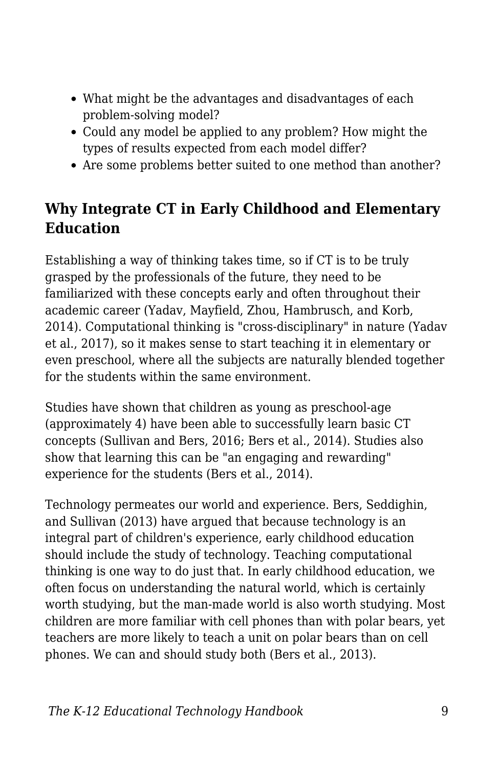- What might be the advantages and disadvantages of each problem-solving model?
- Could any model be applied to any problem? How might the types of results expected from each model differ?
- Are some problems better suited to one method than another?

## Why Integrate CT in Early Childhood and Elementary Education

Establishing a way of thinking takes time, so if CT is to be truly grasped by the professionals of the future, they need to be familiarized with these concepts early and often throughout their academic career (Yadav, Mayfield, Zhou, Hambrusch, and Korb, 2014). Computational thinking is "cross-disciplinary" in nature (Yadav et al., 2017), so it makes sense to start teaching it in elementary or even preschool, where all the subjects are naturally blended together for the students within the same environment.

Studies have shown that children as young as preschool-age (approximately 4) have been able to successfully learn basic CT concepts (Sullivan and Bers, 2016; Bers et al., 2014). Studies also show that learning this can be "an engaging and rewarding" experience for the students (Bers et al., 2014).

Technology permeates our world and experience. Bers, Seddighin, and Sullivan (2013) have argued that because technology is an integral part of children's experience, early childhood education should include the study of technology. Teaching computational thinking is one way to do just that. In early childhood education, we often focus on understanding the natural world, which is certainly worth studying, but the man-made world is also worth studying. Most children are more familiar with cell phones than with polar bears, yet teachers are more likely to teach a unit on polar bears than on cell phones. We can and should study both (Bers et al., 2013).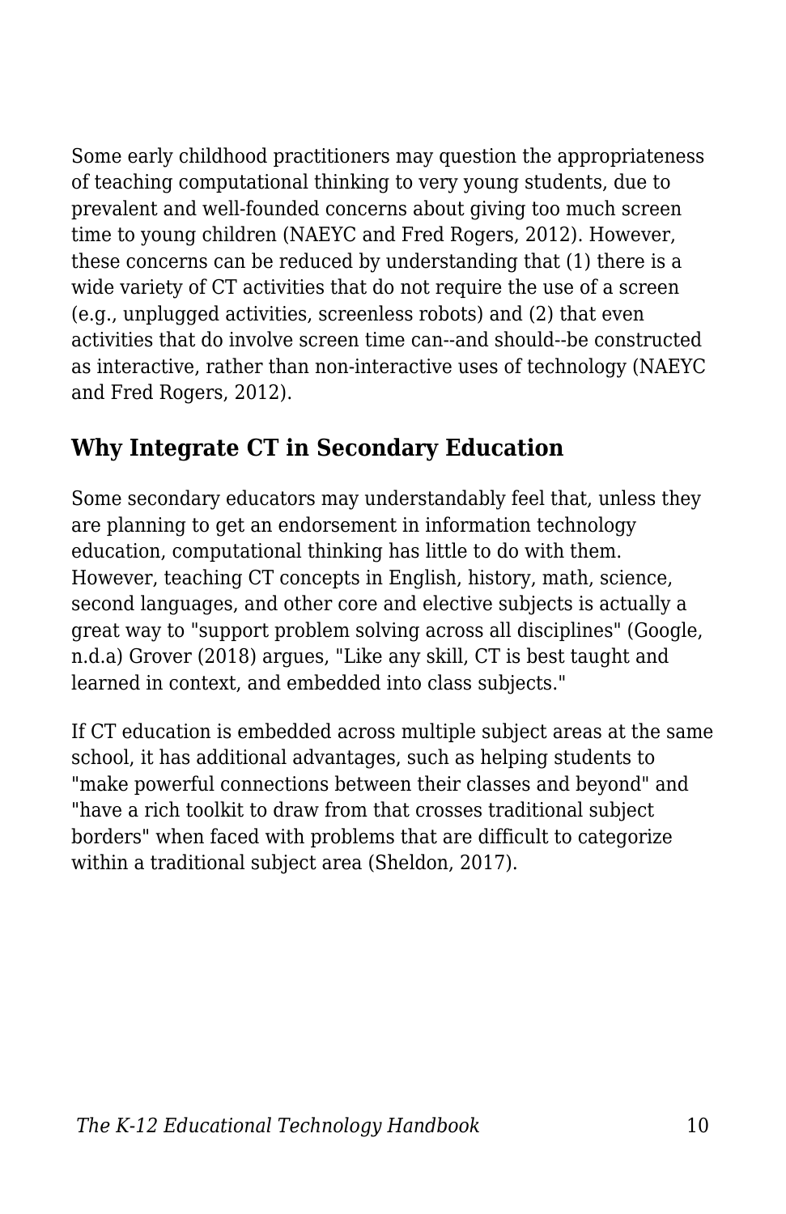Some early childhood practitioners may question the appropriateness of teaching computational thinking to very young students, due to prevalent and well-founded concerns about giving too much screen time to young children (NAEYC and Fred Rogers, 2012). However, these concerns can be reduced by understanding that (1) there is a wide variety of CT activities that do not require the use of a screen (e.g., unplugged activities, screenless robots) and (2) that even activities that do involve screen time can--and should--be constructed as interactive, rather than non-interactive uses of technology (NAEYC and Fred Rogers, 2012).

## Why Integrate CT in Secondary Education

Some secondary educators may understandably feel that, unless they are planning to get an endorsement in information technology education, computational thinking has little to do with them. However, teaching CT concepts in English, history, math, science, second languages, and other core and elective subjects is actually a great way to "support problem solving across all disciplines" (Google, n.d.a) Grover (2018) argues, "Like any skill, CT is best taught and learned in context, and embedded into class subjects."

If CT education is embedded across multiple subject areas at the same school, it has additional advantages, such as helping students to "make powerful connections between their classes and beyond" and "have a rich toolkit to draw from that crosses traditional subject borders" when faced with problems that are difficult to categorize within a traditional subject area (Sheldon, 2017).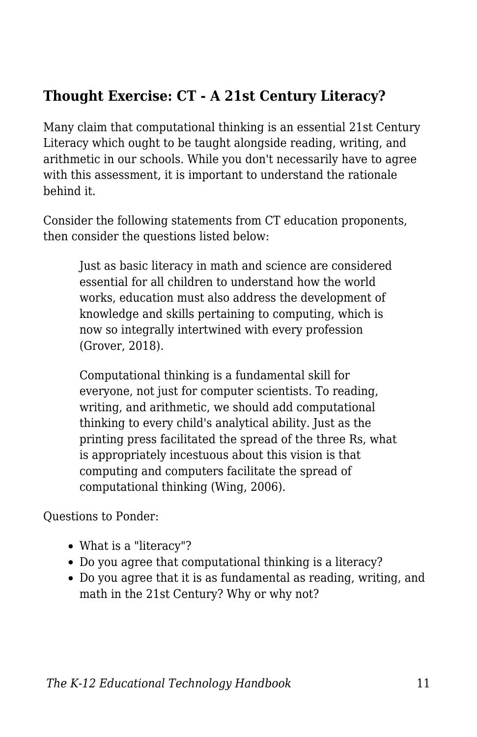### Thought Exercise: CT - A 21st Century Literacy?

Many claim that computational thinking is an essential 21st Century Literacy which ought to be taught alongside reading, writing, and arithmetic in our schools. While you don't necessarily have to agree with this assessment, it is important to understand the rationale behind it.

Consider the following statements from CT education proponents, then consider the questions listed below:

> Just as basic literacy in math and science are considered essential for all children to understand how the world works, education must also address the development of knowledge and skills pertaining to computing, which is now so integrally intertwined with every profession (Grover, 2018).

> Computational thinking is a fundamental skill for everyone, not just for computer scientists. To reading, writing, and arithmetic, we should add computational thinking to every child's analytical ability. Just as the printing press facilitated the spread of the three Rs, what is appropriately incestuous about this vision is that computing and computers facilitate the spread of computational thinking (Wing, 2006).

Questions to Ponder:

- What is a "literacy"?
- Do you agree that computational thinking is a literacy?
- Do you agree that it is as fundamental as reading, writing, and math in the 21st Century? Why or why not?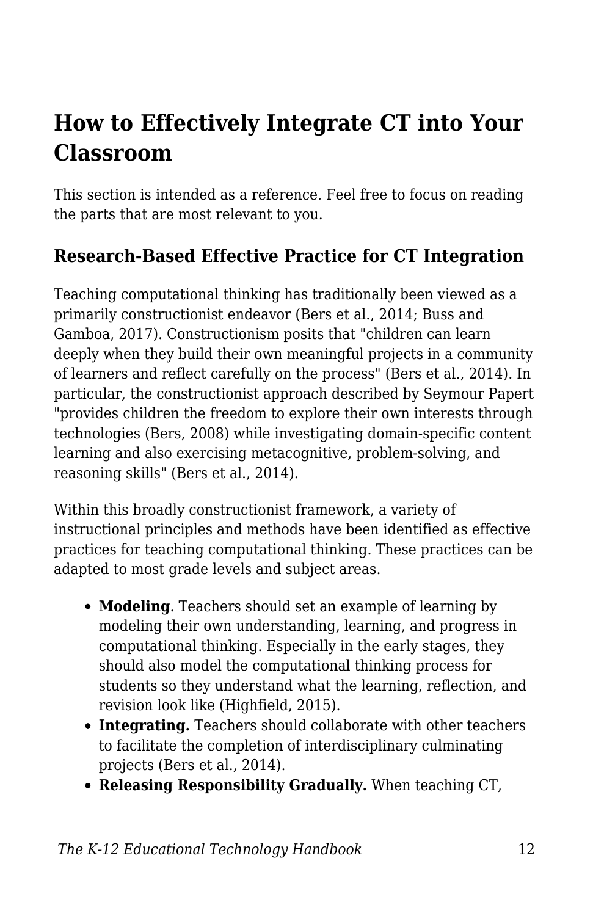## How to Effectively Integrate CT into Your Classroom

This section is intended as a reference. Feel free to focus on reading the parts that are most relevant to you.

### Research-Based Effective Practice for CT Integration

Teaching computational thinking has traditionally been viewed as a primarily constructionist endeavor (Bers et al., 2014; Buss and Gamboa, 2017). Constructionism posits that "children can learn deeply when they build their own meaningful projects in a community of learners and reflect carefully on the process" (Bers et al., 2014). In particular, the constructionist approach described by Seymour Papert "provides children the freedom to explore their own interests through technologies (Bers, 2008) while investigating domain-specific content learning and also exercising metacognitive, problem-solving, and reasoning skills" (Bers et al., 2014).

Within this broadly constructionist framework, a variety of instructional principles and methods have been identified as effective practices for teaching computational thinking. These practices can be adapted to most grade levels and subject areas.

- **Modeling**. Teachers should set an example of learning by modeling their own understanding, learning, and progress in computational thinking. Especially in the early stages, they should also model the computational thinking process for students so they understand what the learning, reflection, and revision look like (Highfield, 2015).
- **Integrating.** Teachers should collaborate with other teachers to facilitate the completion of interdisciplinary culminating projects (Bers et al., 2014).
- **Releasing Responsibility Gradually.** When teaching CT,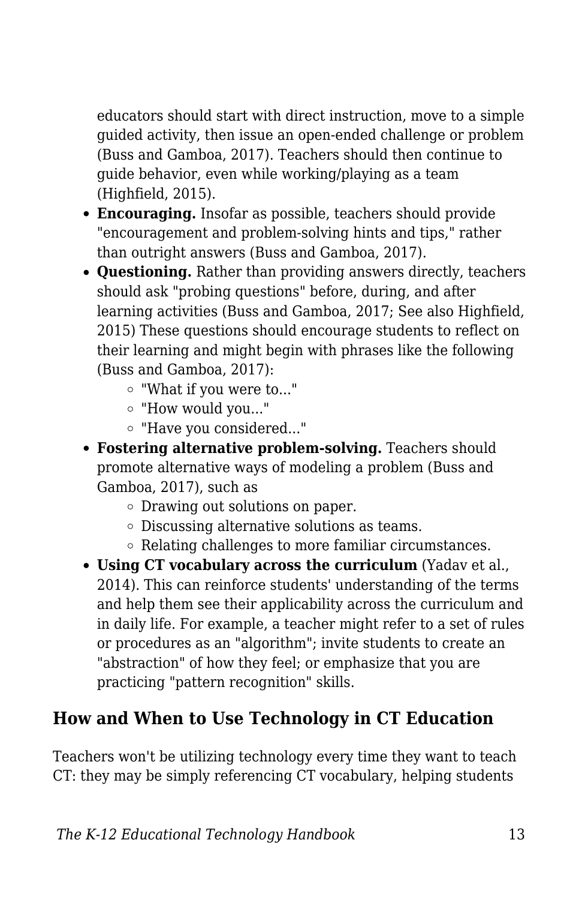educators should start with direct instruction, move to a simple guided activity, then issue an open-ended challenge or problem (Buss and Gamboa, 2017). Teachers should then continue to guide behavior, even while working/playing as a team (Highfield, 2015).

- **Encouraging.** Insofar as possible, teachers should provide "encouragement and problem-solving hints and tips," rather than outright answers (Buss and Gamboa, 2017).
- **Questioning.** Rather than providing answers directly, teachers should ask "probing questions" before, during, and after learning activities (Buss and Gamboa, 2017; See also Highfield, 2015) These questions should encourage students to reflect on their learning and might begin with phrases like the following (Buss and Gamboa, 2017):
    - "What if you were to..."
    - "How would you..."
    - "Have you considered..."
- **Fostering alternative problem-solving.** Teachers should promote alternative ways of modeling a problem (Buss and Gamboa, 2017), such as
    - Drawing out solutions on paper.
    - Discussing alternative solutions as teams.
    - Relating challenges to more familiar circumstances.
- **Using CT vocabulary across the curriculum** (Yadav et al., 2014). This can reinforce students' understanding of the terms and help them see their applicability across the curriculum and in daily life. For example, a teacher might refer to a set of rules or procedures as an "algorithm"; invite students to create an "abstraction" of how they feel; or emphasize that you are practicing "pattern recognition" skills.

## How and When to Use Technology in CT Education

Teachers won't be utilizing technology every time they want to teach CT: they may be simply referencing CT vocabulary, helping students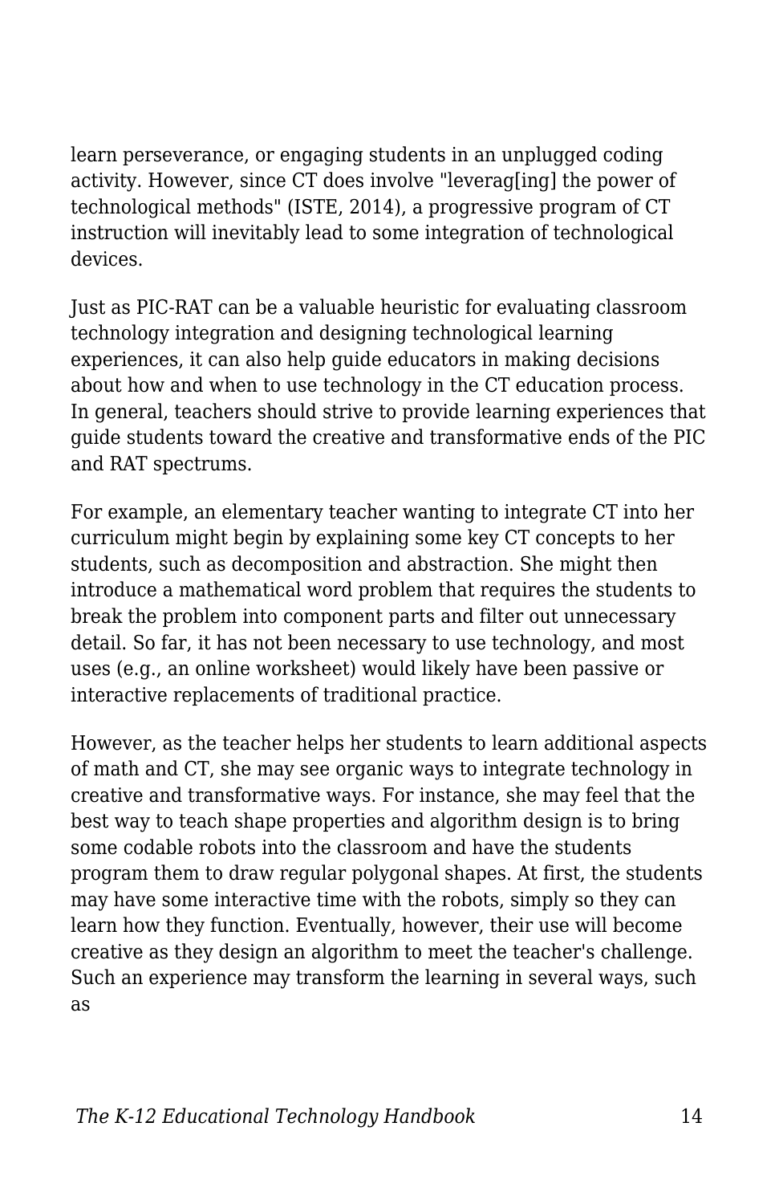learn perseverance, or engaging students in an unplugged coding activity. However, since CT does involve "leverag[ing] the power of technological methods" (ISTE, 2014), a progressive program of CT instruction will inevitably lead to some integration of technological devices.

Just as PIC-RAT can be a valuable heuristic for evaluating classroom technology integration and designing technological learning experiences, it can also help guide educators in making decisions about how and when to use technology in the CT education process. In general, teachers should strive to provide learning experiences that guide students toward the creative and transformative ends of the PIC and RAT spectrums.

For example, an elementary teacher wanting to integrate CT into her curriculum might begin by explaining some key CT concepts to her students, such as decomposition and abstraction. She might then introduce a mathematical word problem that requires the students to break the problem into component parts and filter out unnecessary detail. So far, it has not been necessary to use technology, and most uses (e.g., an online worksheet) would likely have been passive or interactive replacements of traditional practice.

However, as the teacher helps her students to learn additional aspects of math and CT, she may organic ways to integrate technology in creative and transformative ways. For instance, she may feel that the best way to teach shape properties and algorithm design is to bring some codable robots into the classroom and have the students program them to draw regular polygonal shapes. At first, the students may have some interactive time with the robots, simply so they can learn how they function. Eventually, however, their use will become creative as they design an algorithm to meet the teacher's challenge. Such an experience may transform the learning in several ways, such as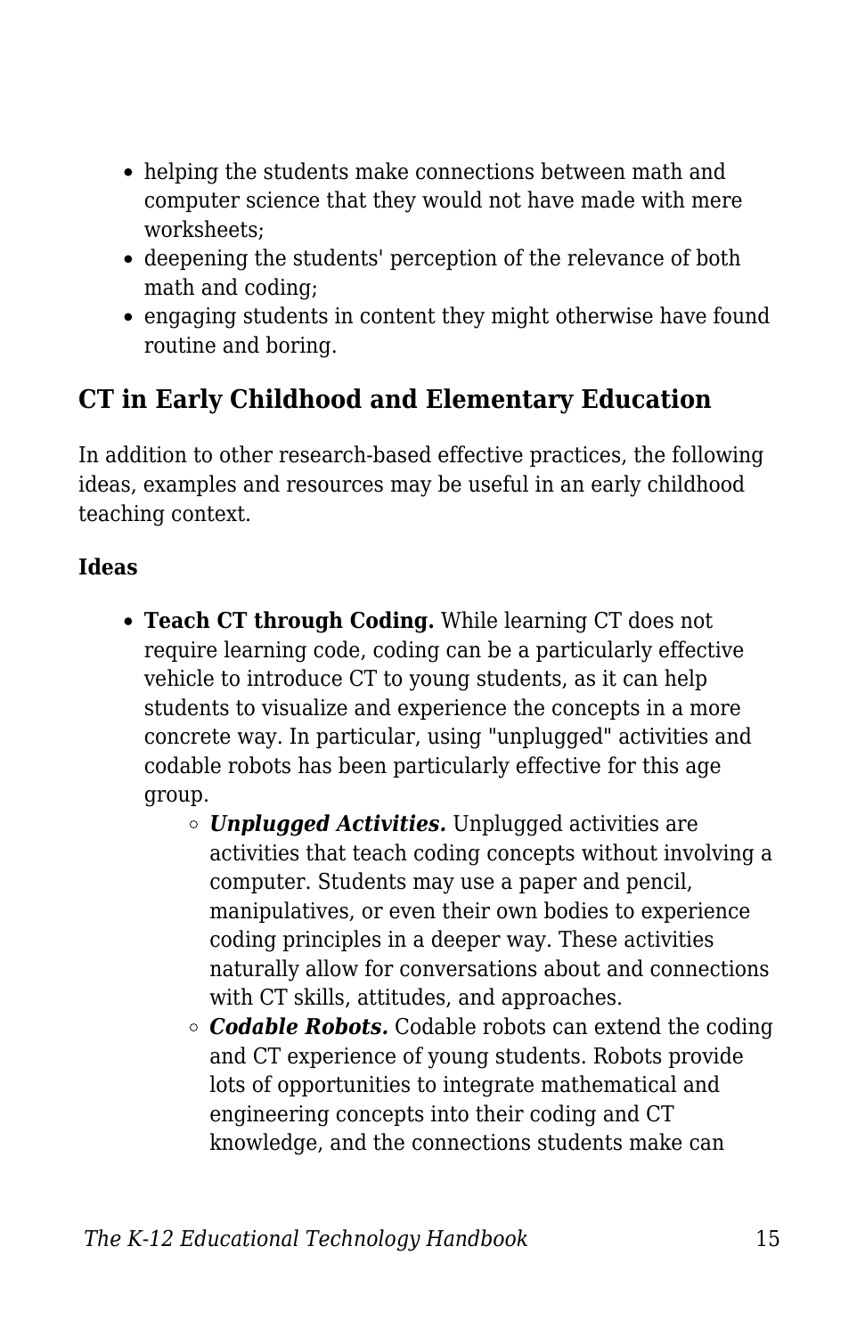- helping the students make connections between math and computer science that they would not have made with mere worksheets;
- deepening the students' perception of the relevance of both math and coding;
- engaging students in content they might otherwise have found routine and boring.

## CT in Early Childhood and Elementary Education

In addition to other research-based effective practices, the following ideas, examples and resources may be useful in an early childhood teaching context.

#### Ideas

- **Teach CT through Coding.** While learning CT does not require learning code, coding can be a particularly effective vehicle to introduce CT to young students, as it can help students to visualize and experience the concepts in a more concrete way. In particular, using "unplugged" activities and codable robots has been particularly effective for this age group.
    - ***Unplugged Activities.*** Unplugged activities are activities that teach coding concepts without involving a computer. Students may use a paper and pencil, manipulatives, or even their own bodies to experience coding principles in a deeper way. These activities naturally allow for conversations about and connections with CT skills, attitudes, and approaches.
    - ***Codable Robots.*** Codable robots can extend the coding and CT experience of young students. Robots provide lots of opportunities to integrate mathematical and engineering concepts into their coding and CT knowledge, and the connections students make can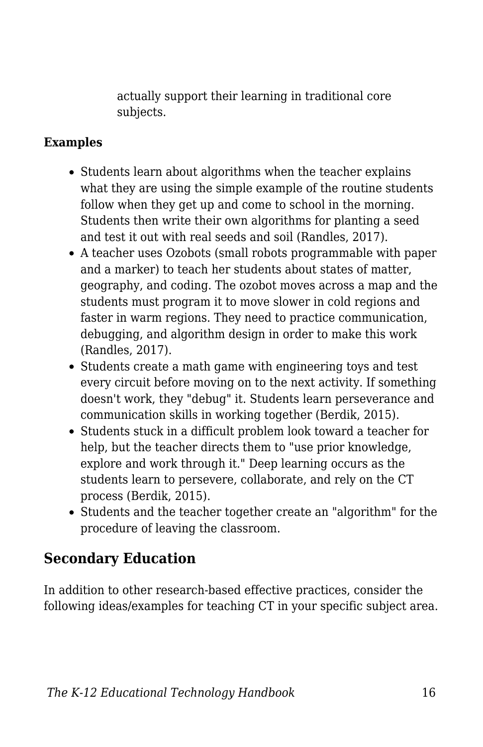actually support their learning in traditional core subjects.

**Examples**

- Students learn about algorithms when the teacher explains what they are using the simple example of the routine students follow when they get up and come to school in the morning. Students then write their own algorithms for planting a seed and test it out with real seeds and soil (Randles, 2017).
- A teacher uses Ozobots (small robots programmable with paper and a marker) to teach her students about states of matter, geography, and coding. The ozobot moves across a map and the students must program it to move slower in cold regions and faster in warm regions. They need to practice communication, debugging, and algorithm design in order to make this work (Randles, 2017).
- Students create a math game with engineering toys and test every circuit before moving on to the next activity. If something doesn't work, they "debug" it. Students learn perseverance and communication skills in working together (Berdik, 2015).
- Students stuck in a difficult problem look toward a teacher for help, but the teacher directs them to "use prior knowledge, explore and work through it." Deep learning occurs as the students learn to persevere, collaborate, and rely on the CT process (Berdik, 2015).
- Students and the teacher together create an "algorithm" for the procedure of leaving the classroom.

## Secondary Education

In addition to other research-based effective practices, consider the following ideas/examples for teaching CT in your specific subject area.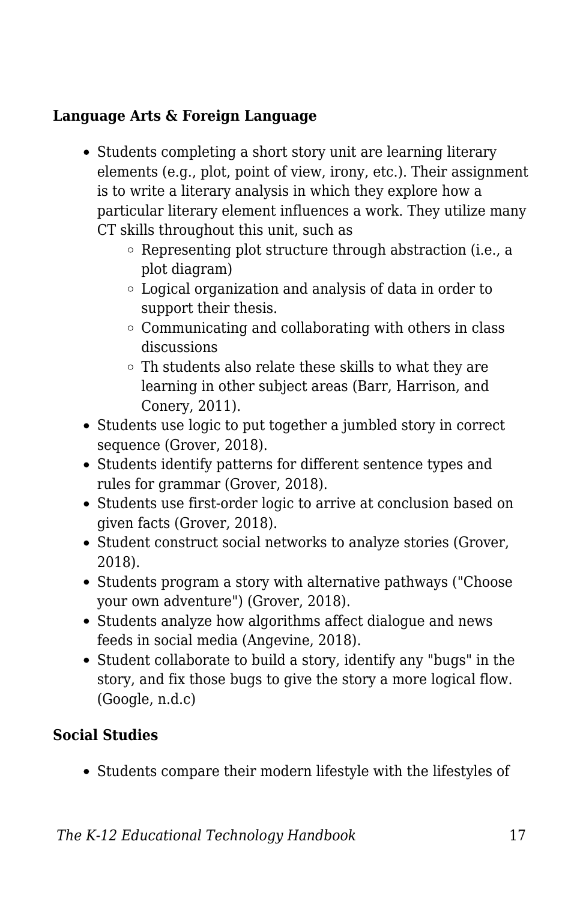**Language Arts & Foreign Language**

- Students completing a short story unit are learning literary elements (e.g., plot, point of view, irony, etc.). Their assignment is to write a literary analysis in which they explore how a particular literary element influences a work. They utilize many CT skills throughout this unit, such as
  - Representing plot structure through abstraction (i.e., a plot diagram)
  - Logical organization and analysis of data in order to support their thesis.
  - Communicating and collaborating with others in class discussions
  - Th students also relate these skills to what they are learning in other subject areas (Barr, Harrison, and Conery, 2011).
- Students use logic to put together a jumbled story in correct sequence (Grover, 2018).
- Students identify patterns for different sentence types and rules for grammar (Grover, 2018).
- Students use first-order logic to arrive at conclusion based on given facts (Grover, 2018).
- Student construct social networks to analyze stories (Grover, 2018).
- Students program a story with alternative pathways ("Choose your own adventure") (Grover, 2018).
- Students analyze how algorithms affect dialogue and news feeds in social media (Angevine, 2018).
- Student collaborate to build a story, identify any "bugs" in the story, and fix those bugs to give the story a more logical flow. (Google, n.d.c)

**Social Studies**

- Students compare their modern lifestyle with the lifestyles of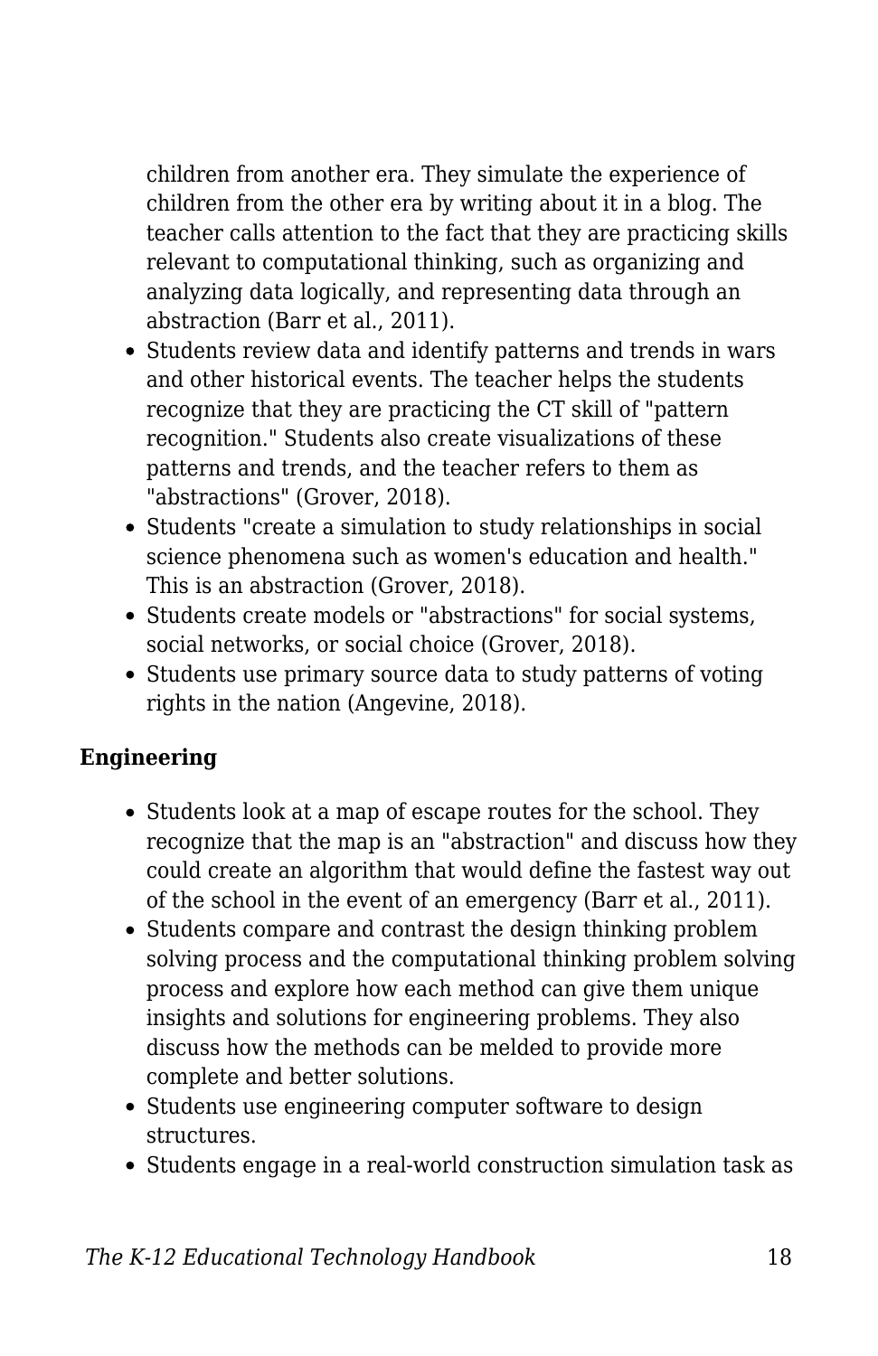children from another era. They simulate the experience of children from the other era by writing about it in a blog. The teacher calls attention to the fact that they are practicing skills relevant to computational thinking, such as organizing and analyzing data logically, and representing data through an abstraction (Barr et al., 2011).

- Students review data and identify patterns and trends in wars and other historical events. The teacher helps the students recognize that they are practicing the CT skill of "pattern recognition." Students also create visualizations of these patterns and trends, and the teacher refers to them as "abstractions" (Grover, 2018).
- Students "create a simulation to study relationships in social science phenomena such as women's education and health." This is an abstraction (Grover, 2018).
- Students create models or "abstractions" for social systems, social networks, or social choice (Grover, 2018).
- Students use primary source data to study patterns of voting rights in the nation (Angevine, 2018).

**Engineering**

- Students look at a map of escape routes for the school. They recognize that the map is an "abstraction" and discuss how they could create an algorithm that would define the fastest way out of the school in the event of an emergency (Barr et al., 2011).
- Students compare and contrast the design thinking problem solving process and the computational thinking problem solving process and explore how each method can give them unique insights and solutions for engineering problems. They also discuss how the methods can be melded to provide more complete and better solutions.
- Students use engineering computer software to design structures.
- Students engage in a real-world construction simulation task as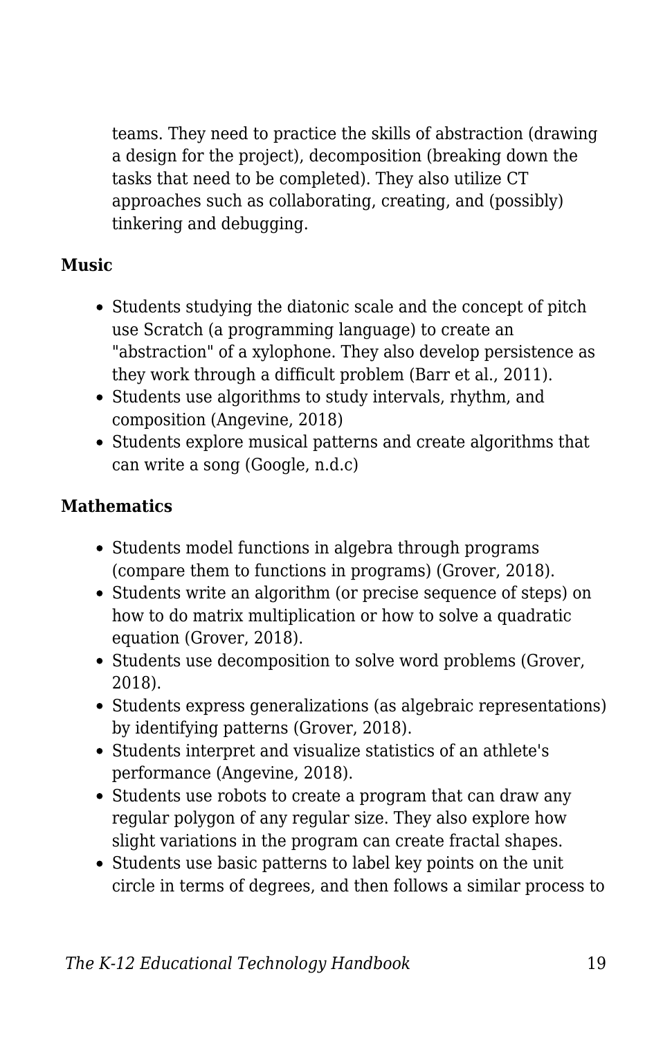teams. They need to practice the skills of abstraction (drawing a design for the project), decomposition (breaking down the tasks that need to be completed). They also utilize CT approaches such as collaborating, creating, and (possibly) tinkering and debugging.

**Music**

- Students studying the diatonic scale and the concept of pitch use Scratch (a programming language) to create an "abstraction" of a xylophone. They also develop persistence as they work through a difficult problem (Barr et al., 2011).
- Students use algorithms to study intervals, rhythm, and composition (Angevine, 2018)
- Students explore musical patterns and create algorithms that can write a song (Google, n.d.c)

**Mathematics**

- Students model functions in algebra through programs (compare them to functions in programs) (Grover, 2018).
- Students write an algorithm (or precise sequence of steps) on how to do matrix multiplication or how to solve a quadratic equation (Grover, 2018).
- Students use decomposition to solve word problems (Grover, 2018).
- Students express generalizations (as algebraic representations) by identifying patterns (Grover, 2018).
- Students interpret and visualize statistics of an athlete's performance (Angevine, 2018).
- Students use robots to create a program that can draw any regular polygon of any regular size. They also explore how slight variations in the program can create fractal shapes.
- Students use basic patterns to label key points on the unit circle in terms of degrees, and then follows a similar process to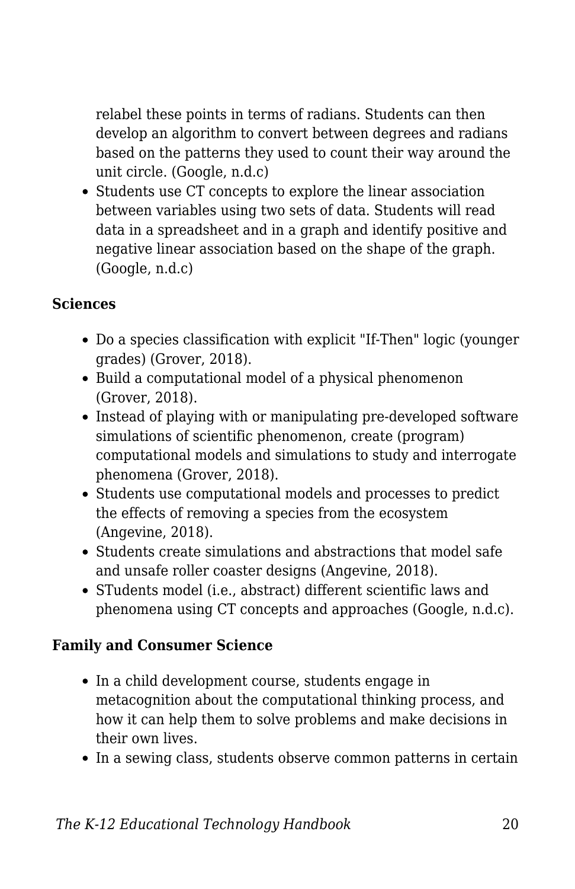relabel these points in terms of radians. Students can then develop an algorithm to convert between degrees and radians based on the patterns they used to count their way around the unit circle. (Google, n.d.c)

- Students use CT concepts to explore the linear association between variables using two sets of data. Students will read data in a spreadsheet and in a graph and identify positive and negative linear association based on the shape of the graph. (Google, n.d.c)

**Sciences**

- Do a species classification with explicit "If-Then" logic (younger grades) (Grover, 2018).
- Build a computational model of a physical phenomenon (Grover, 2018).
- Instead of playing with or manipulating pre-developed software simulations of scientific phenomenon, create (program) computational models and simulations to study and interrogate phenomena (Grover, 2018).
- Students use computational models and processes to predict the effects of removing a species from the ecosystem (Angevine, 2018).
- Students create simulations and abstractions that model safe and unsafe roller coaster designs (Angevine, 2018).
- STudents model (i.e., abstract) different scientific laws and phenomena using CT concepts and approaches (Google, n.d.c).

**Family and Consumer Science**

- In a child development course, students engage in metacognition about the computational thinking process, and how it can help them to solve problems and make decisions in their own lives.
- In a sewing class, students observe common patterns in certain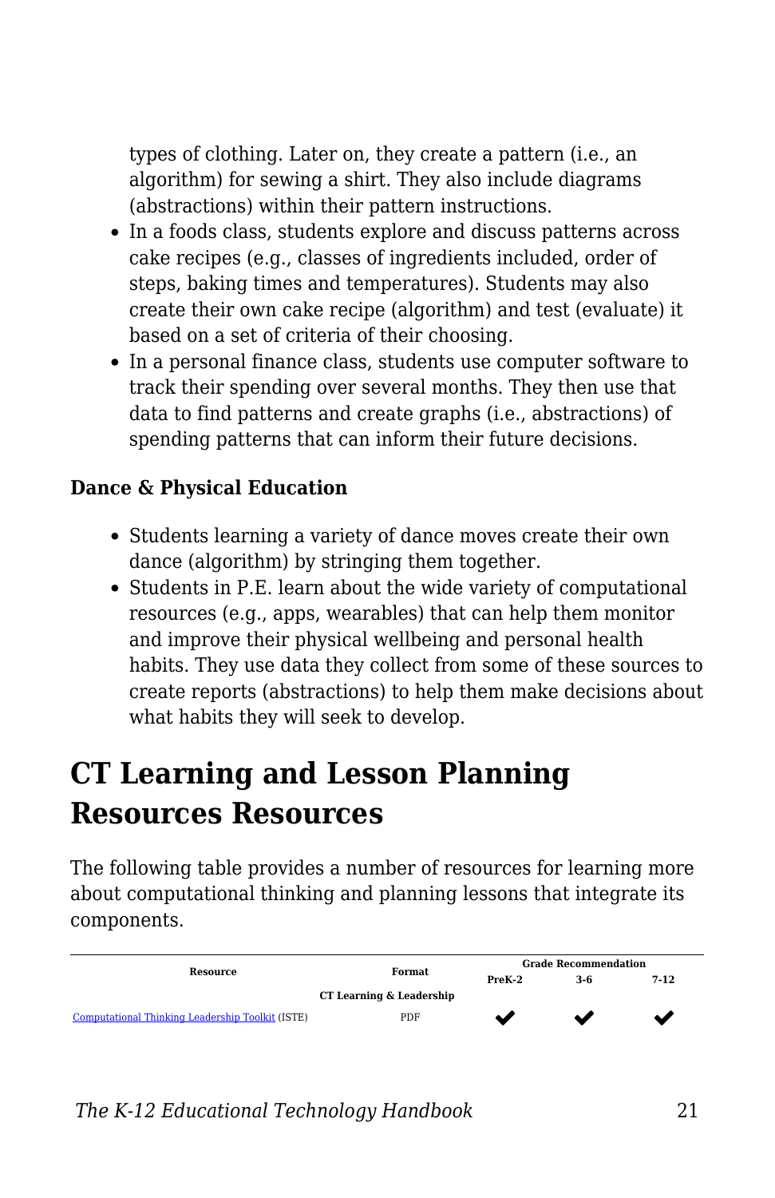types of clothing. Later on, they create a pattern (i.e., an algorithm) for sewing a shirt. They also include diagrams (abstractions) within their pattern instructions.

- In a foods class, students explore and discuss patterns across cake recipes (e.g., classes of ingredients included, order of steps, baking times and temperatures). Students may also create their own cake recipe (algorithm) and test (evaluate) it based on a set of criteria of their choosing.
- In a personal finance class, students use computer software to track their spending over several months. They then use that data to find patterns and create graphs (i.e., abstractions) of spending patterns that can inform their future decisions.

### Dance & Physical Education

- Students learning a variety of dance moves create their own dance (algorithm) by stringing them together.
- Students in P.E. learn about the wide variety of computational resources (e.g., apps, wearables) that can help them monitor and improve their physical wellbeing and personal health habits. They use data they collect from some of these sources to create reports (abstractions) to help them make decisions about what habits they will seek to develop.

## CT Learning and Lesson Planning Resources Resources

The following table provides a number of resources for learning more about computational thinking and planning lessons that integrate its components.

| Resource | Format | Grade Recommendation | | |
|---|---|---|---|---|
| | | PreK-2 | 3-6 | 7-12 |
| | CT Learning & Leadership | | | |
| Computational Thinking Leadership Toolkit (ISTE) | PDF | ✔ | ✔ | ✔ |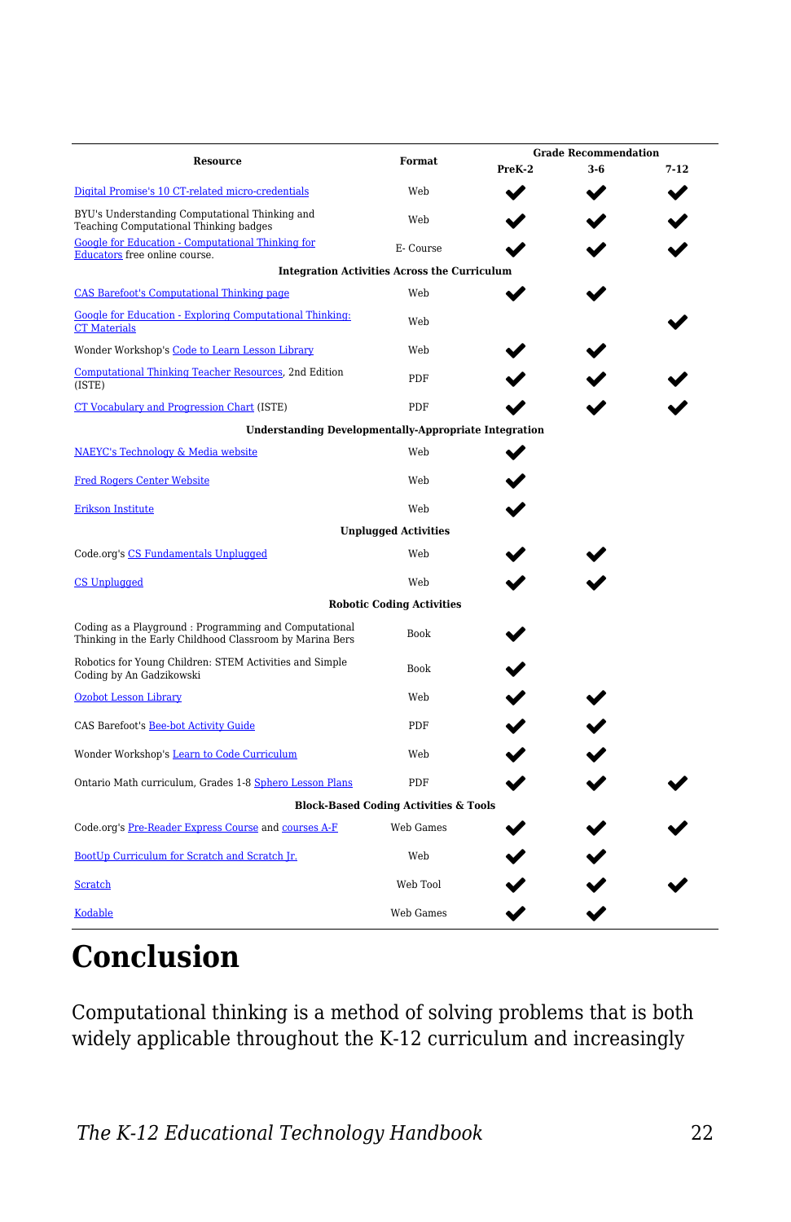| Resource | Format | Grade Recommendation | | |
|---|---|---|---|---|
| | | PreK-2 | 3-6 | 7-12 |
| Digital Promise's 10 CT-related micro-credentials | Web | ✔ | ✔ | ✔ |
| BYU's Understanding Computational Thinking and Teaching Computational Thinking badges | Web | ✔ | ✔ | ✔ |
| Google for Education - Computational Thinking for Educators free online course. | E- Course | ✔ | ✔ | ✔ |
| **Integration Activities Across the Curriculum** | | | | |
| CAS Barefoot's Computational Thinking page | Web | ✔ | ✔ | |
| Google for Education - Exploring Computational Thinking: CT Materials | Web | | | ✔ |
| Wonder Workshop's Code to Learn Lesson Library | Web | ✔ | ✔ | |
| Computational Thinking Teacher Resources, 2nd Edition (ISTE) | PDF | ✔ | ✔ | ✔ |
| CT Vocabulary and Progression Chart (ISTE) | PDF | ✔ | ✔ | ✔ |
| **Understanding Developmentally-Appropriate Integration** | | | | |
| NAEYC's Technology & Media website | Web | ✔ | | |
| Fred Rogers Center Website | Web | ✔ | | |
| Erikson Institute | Web | ✔ | | |
| **Unplugged Activities** | | | | |
| Code.org's CS Fundamentals Unplugged | Web | ✔ | ✔ | |
| CS Unplugged | Web | ✔ | ✔ | |
| **Robotic Coding Activities** | | | | |
| Coding as a Playground : Programming and Computational Thinking in the Early Childhood Classroom by Marina Bers | Book | ✔ | | |
| Robotics for Young Children: STEM Activities and Simple Coding by An Gadzikowski | Book | ✔ | | |
| Ozobot Lesson Library | Web | ✔ | ✔ | |
| CAS Barefoot's Bee-bot Activity Guide | PDF | ✔ | ✔ | |
| Wonder Workshop's Learn to Code Curriculum | Web | ✔ | ✔ | |
| Ontario Math curriculum, Grades 1-8 Sphero Lesson Plans | PDF | ✔ | ✔ | ✔ |
| **Block-Based Coding Activities & Tools** | | | | |
| Code.org's Pre-Reader Express Course and courses A-F | Web Games | ✔ | ✔ | ✔ |
| BootUp Curriculum for Scratch and Scratch Jr. | Web | ✔ | ✔ | |
| Scratch | Web Tool | ✔ | ✔ | ✔ |
| Kodable | Web Games | ✔ | ✔ | |

# Conclusion

Computational thinking is a method of solving problems that is both widely applicable throughout the K-12 curriculum and increasingly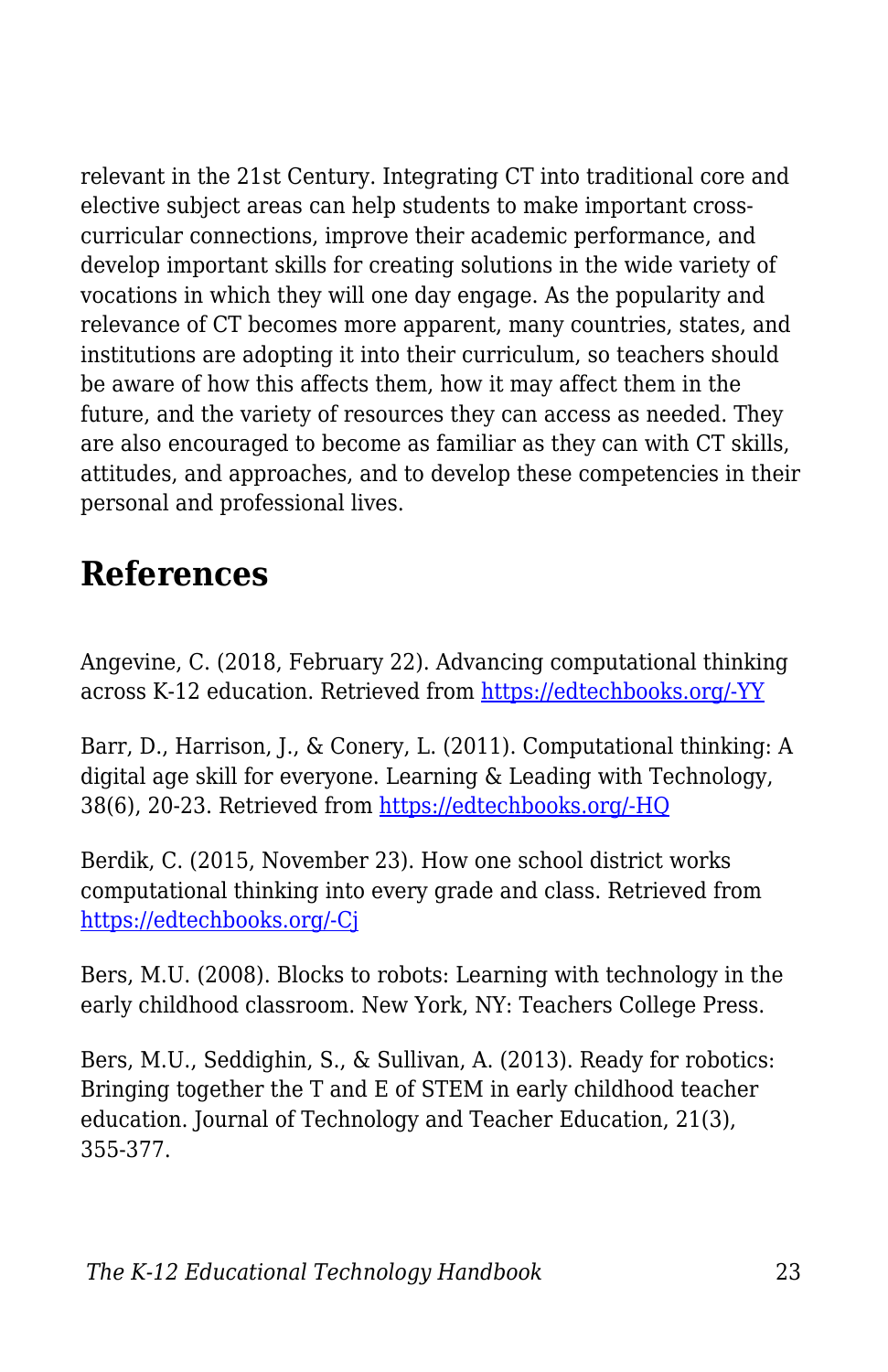relevant in the 21st Century. Integrating CT into traditional core and elective subject areas can help students to make important cross-curricular connections, improve their academic performance, and develop important skills for creating solutions in the wide variety of vocations in which they will one day engage. As the popularity and relevance of CT becomes more apparent, many countries, states, and institutions are adopting it into their curriculum, so teachers should be aware of how this affects them, how it may affect them in the future, and the variety of resources they can access as needed. They are also encouraged to become as familiar as they can with CT skills, attitudes, and approaches, and to develop these competencies in their personal and professional lives.

## References

Angevine, C. (2018, February 22). Advancing computational thinking across K-12 education. Retrieved from https://edtechbooks.org/-YY

Barr, D., Harrison, J., & Conery, L. (2011). Computational thinking: A digital age skill for everyone. Learning & Leading with Technology, 38(6), 20-23. Retrieved from https://edtechbooks.org/-HQ

Berdik, C. (2015, November 23). How one school district works computational thinking into every grade and class. Retrieved from https://edtechbooks.org/-Cj

Bers, M.U. (2008). Blocks to robots: Learning with technology in the early childhood classroom. New York, NY: Teachers College Press.

Bers, M.U., Seddighin, S., & Sullivan, A. (2013). Ready for robotics: Bringing together the T and E of STEM in early childhood teacher education. Journal of Technology and Teacher Education, 21(3), 355-377.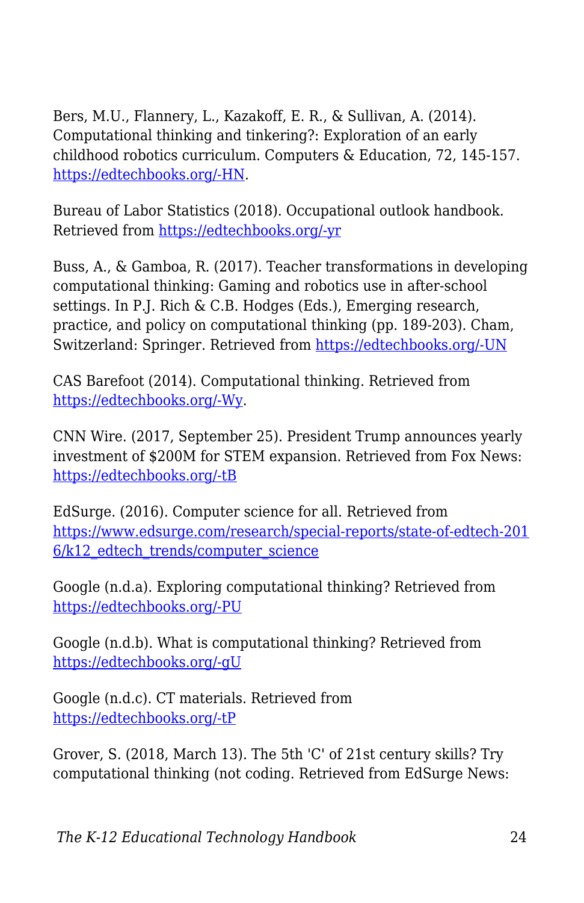Bers, M.U., Flannery, L., Kazakoff, E. R., & Sullivan, A. (2014). Computational thinking and tinkering?: Exploration of an early childhood robotics curriculum. Computers & Education, 72, 145-157. https://edtechbooks.org/-HN.

Bureau of Labor Statistics (2018). Occupational outlook handbook. Retrieved from https://edtechbooks.org/-yr

Buss, A., & Gamboa, R. (2017). Teacher transformations in developing computational thinking: Gaming and robotics use in after-school settings. In P.J. Rich & C.B. Hodges (Eds.), Emerging research, practice, and policy on computational thinking (pp. 189-203). Cham, Switzerland: Springer. Retrieved from https://edtechbooks.org/-UN

CAS Barefoot (2014). Computational thinking. Retrieved from https://edtechbooks.org/-Wy.

CNN Wire. (2017, September 25). President Trump announces yearly investment of $200M for STEM expansion. Retrieved from Fox News: https://edtechbooks.org/-tB

EdSurge. (2016). Computer science for all. Retrieved from https://www.edsurge.com/research/special-reports/state-of-edtech-2016/k12_edtech_trends/computer_science

Google (n.d.a). Exploring computational thinking? Retrieved from https://edtechbooks.org/-PU

Google (n.d.b). What is computational thinking? Retrieved from https://edtechbooks.org/-gU

Google (n.d.c). CT materials. Retrieved from https://edtechbooks.org/-tP

Grover, S. (2018, March 13). The 5th 'C' of 21st century skills? Try computational thinking (not coding. Retrieved from EdSurge News: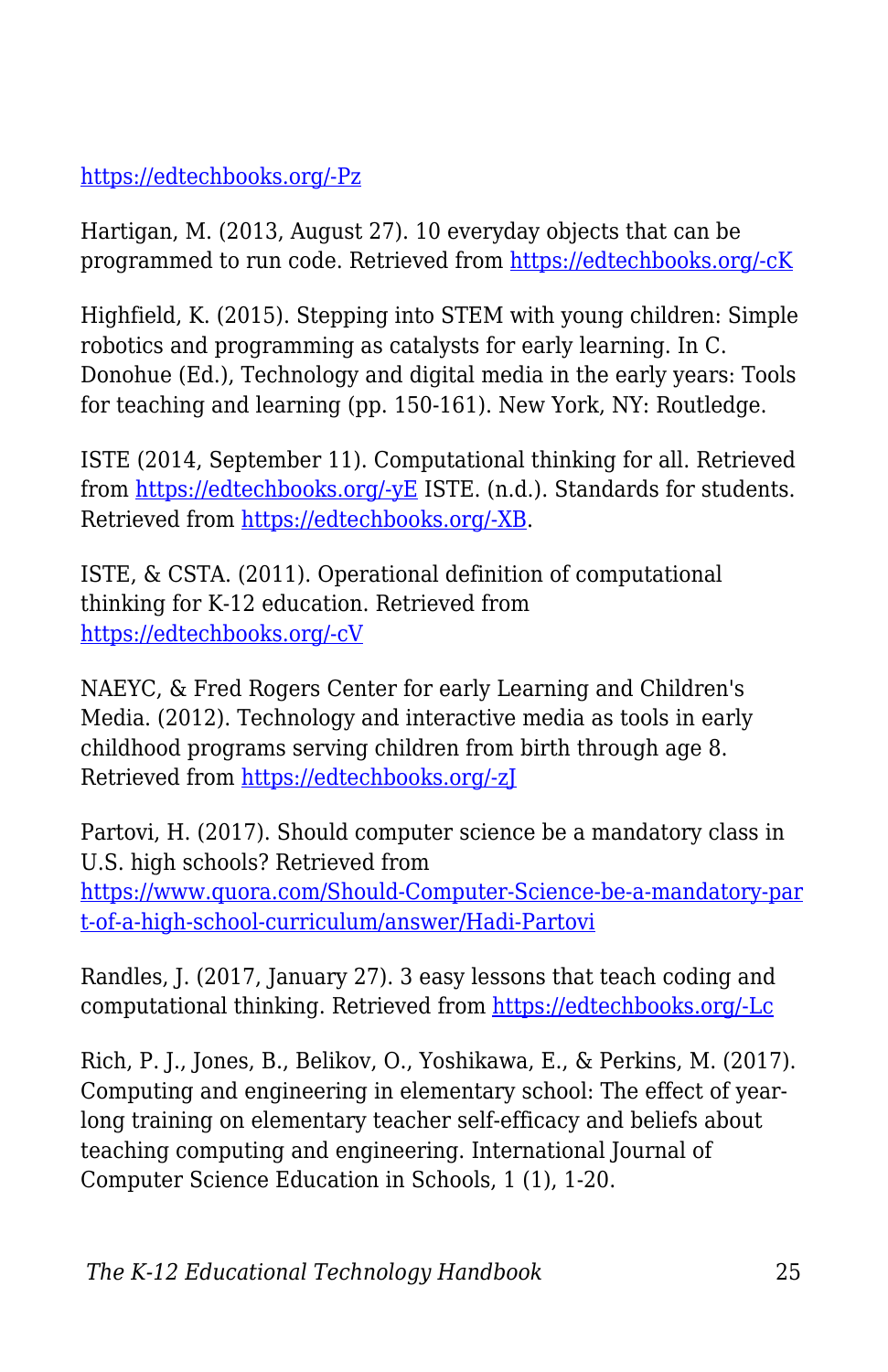https://edtechbooks.org/-Pz

Hartigan, M. (2013, August 27). 10 everyday objects that can be programmed to run code. Retrieved from https://edtechbooks.org/-cK

Highfield, K. (2015). Stepping into STEM with young children: Simple robotics and programming as catalysts for early learning. In C. Donohue (Ed.), Technology and digital media in the early years: Tools for teaching and learning (pp. 150-161). New York, NY: Routledge.

ISTE (2014, September 11). Computational thinking for all. Retrieved from https://edtechbooks.org/-yE ISTE. (n.d.). Standards for students. Retrieved from https://edtechbooks.org/-XB.

ISTE, & CSTA. (2011). Operational definition of computational thinking for K-12 education. Retrieved from https://edtechbooks.org/-cV

NAEYC, & Fred Rogers Center for early Learning and Children's Media. (2012). Technology and interactive media as tools in early childhood programs serving children from birth through age 8. Retrieved from https://edtechbooks.org/-zJ

Partovi, H. (2017). Should computer science be a mandatory class in U.S. high schools? Retrieved from https://www.quora.com/Should-Computer-Science-be-a-mandatory-part-of-a-high-school-curriculum/answer/Hadi-Partovi

Randles, J. (2017, January 27). 3 easy lessons that teach coding and computational thinking. Retrieved from https://edtechbooks.org/-Lc

Rich, P. J., Jones, B., Belikov, O., Yoshikawa, E., & Perkins, M. (2017). Computing and engineering in elementary school: The effect of year-long training on elementary teacher self-efficacy and beliefs about teaching computing and engineering. International Journal of Computer Science Education in Schools, 1 (1), 1-20.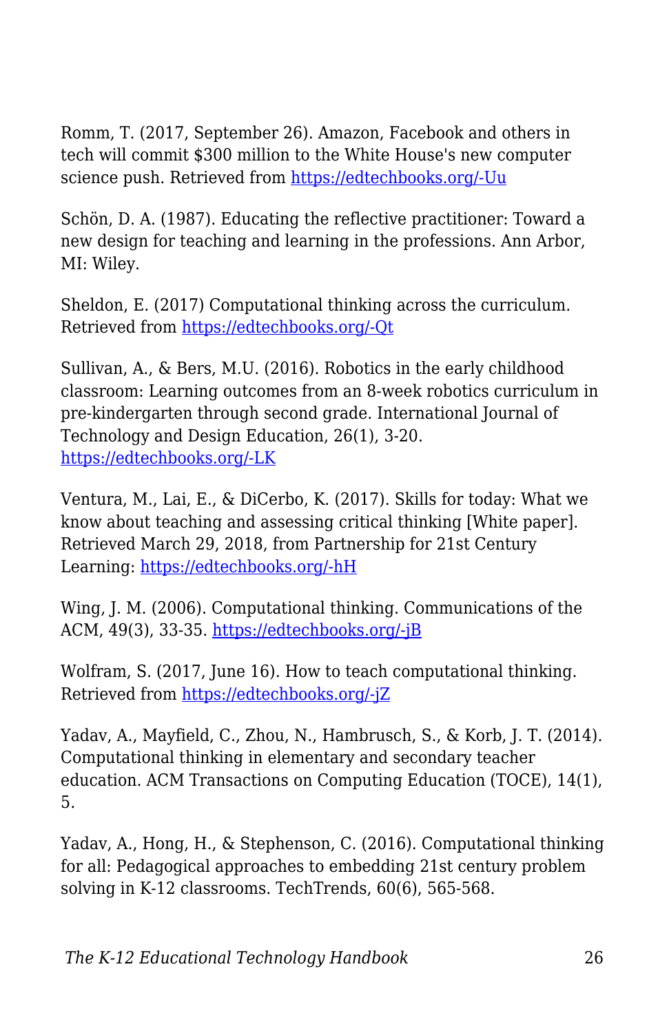Romm, T. (2017, September 26). Amazon, Facebook and others in tech will commit $300 million to the White House's new computer science push. Retrieved from https://edtechbooks.org/-Uu

Schön, D. A. (1987). Educating the reflective practitioner: Toward a new design for teaching and learning in the professions. Ann Arbor, MI: Wiley.

Sheldon, E. (2017) Computational thinking across the curriculum. Retrieved from https://edtechbooks.org/-Qt

Sullivan, A., & Bers, M.U. (2016). Robotics in the early childhood classroom: Learning outcomes from an 8-week robotics curriculum in pre-kindergarten through second grade. International Journal of Technology and Design Education, 26(1), 3-20. https://edtechbooks.org/-LK

Ventura, M., Lai, E., & DiCerbo, K. (2017). Skills for today: What we know about teaching and assessing critical thinking [White paper]. Retrieved March 29, 2018, from Partnership for 21st Century Learning: https://edtechbooks.org/-hH

Wing, J. M. (2006). Computational thinking. Communications of the ACM, 49(3), 33-35. https://edtechbooks.org/-jB

Wolfram, S. (2017, June 16). How to teach computational thinking. Retrieved from https://edtechbooks.org/-jZ

Yadav, A., Mayfield, C., Zhou, N., Hambrusch, S., & Korb, J. T. (2014). Computational thinking in elementary and secondary teacher education. ACM Transactions on Computing Education (TOCE), 14(1), 5.

Yadav, A., Hong, H., & Stephenson, C. (2016). Computational thinking for all: Pedagogical approaches to embedding 21st century problem solving in K-12 classrooms. TechTrends, 60(6), 565-568.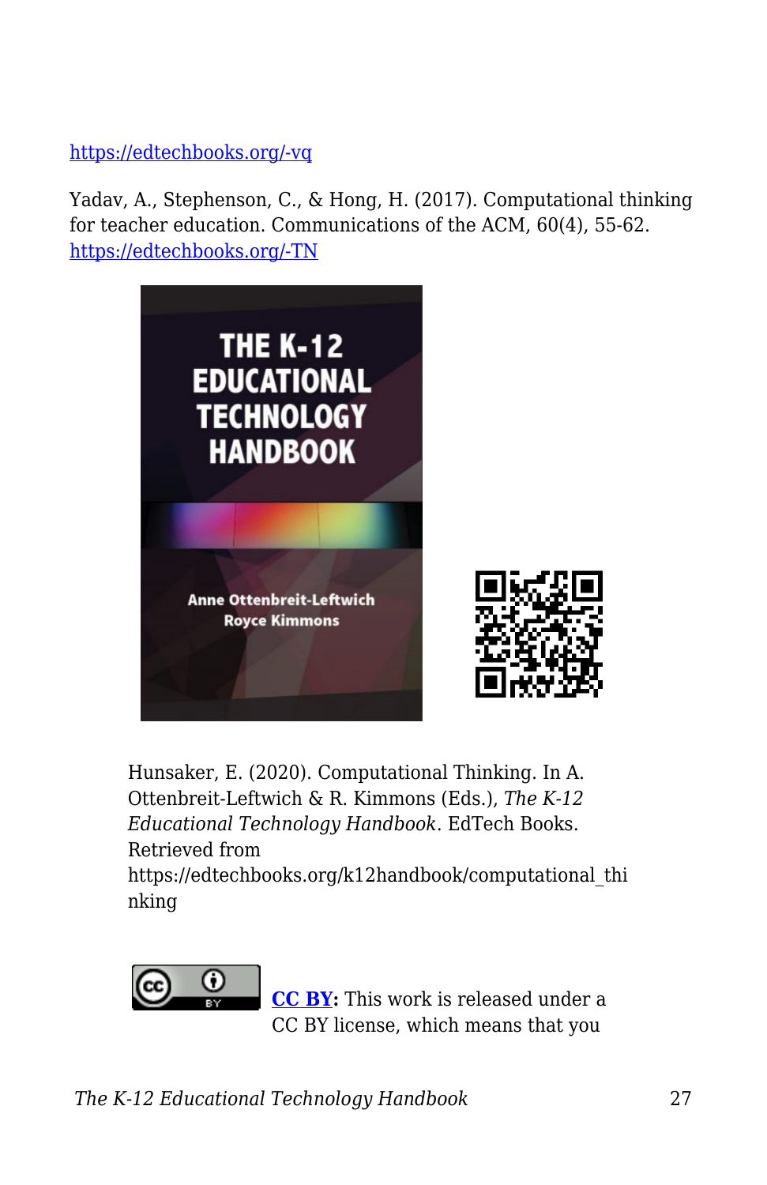https://edtechbooks.org/-vq

Yadav, A., Stephenson, C., & Hong, H. (2017). Computational thinking for teacher education. Communications of the ACM, 60(4), 55-62. https://edtechbooks.org/-TN

Hunsaker, E. (2020). Computational Thinking. In A. Ottenbreit-Leftwich & R. Kimmons (Eds.), *The K-12 Educational Technology Handbook*. EdTech Books. Retrieved from https://edtechbooks.org/k12handbook/computational_thinking

**CC BY:** This work is released under a CC BY license, which means that you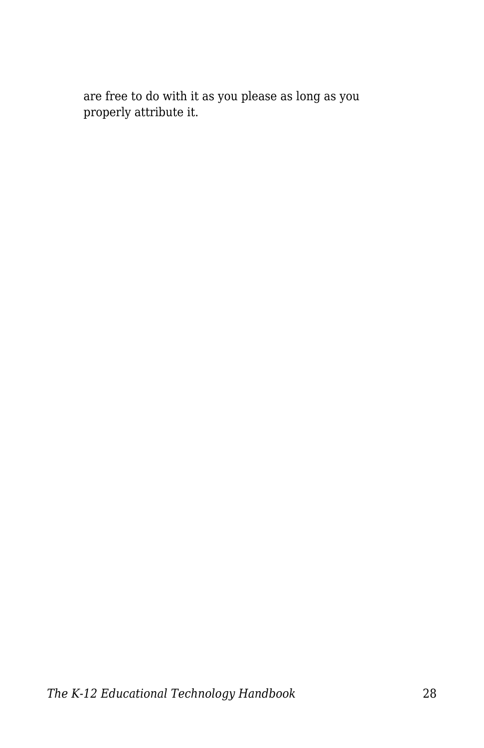are free to do with it as you please as long as you properly attribute it.